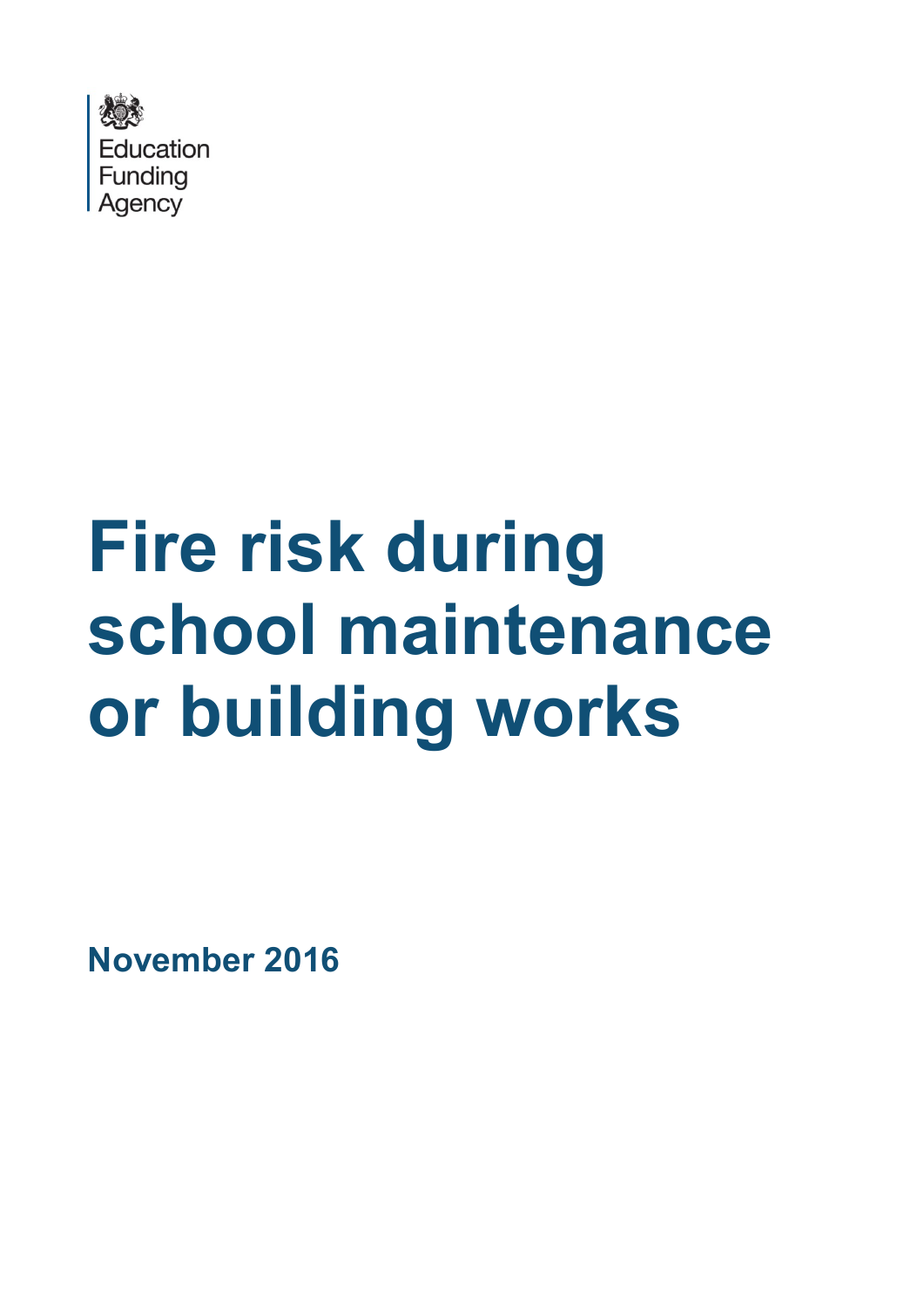Education
Funding
Agency

# Fire risk during school maintenance or building works

**November 2016**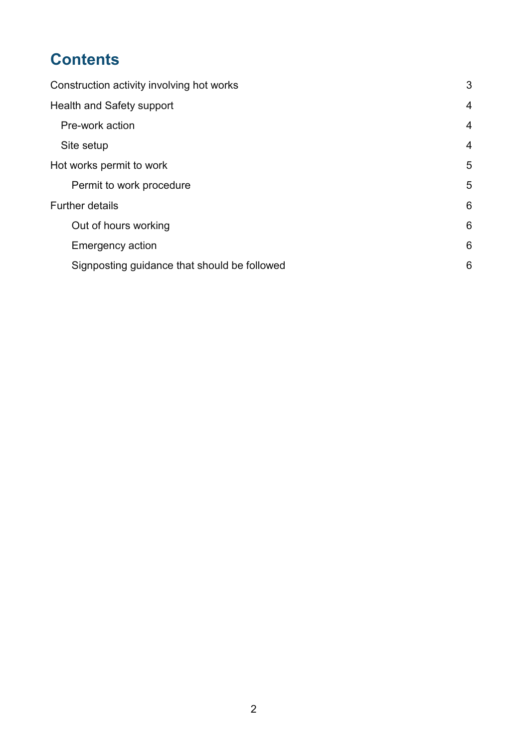# Contents

Construction activity involving hot works 3

Health and Safety support 4

  Pre-work action 4

  Site setup 4

Hot works permit to work 5

    Permit to work procedure 5

Further details 6

    Out of hours working 6

    Emergency action 6

    Signposting guidance that should be followed 6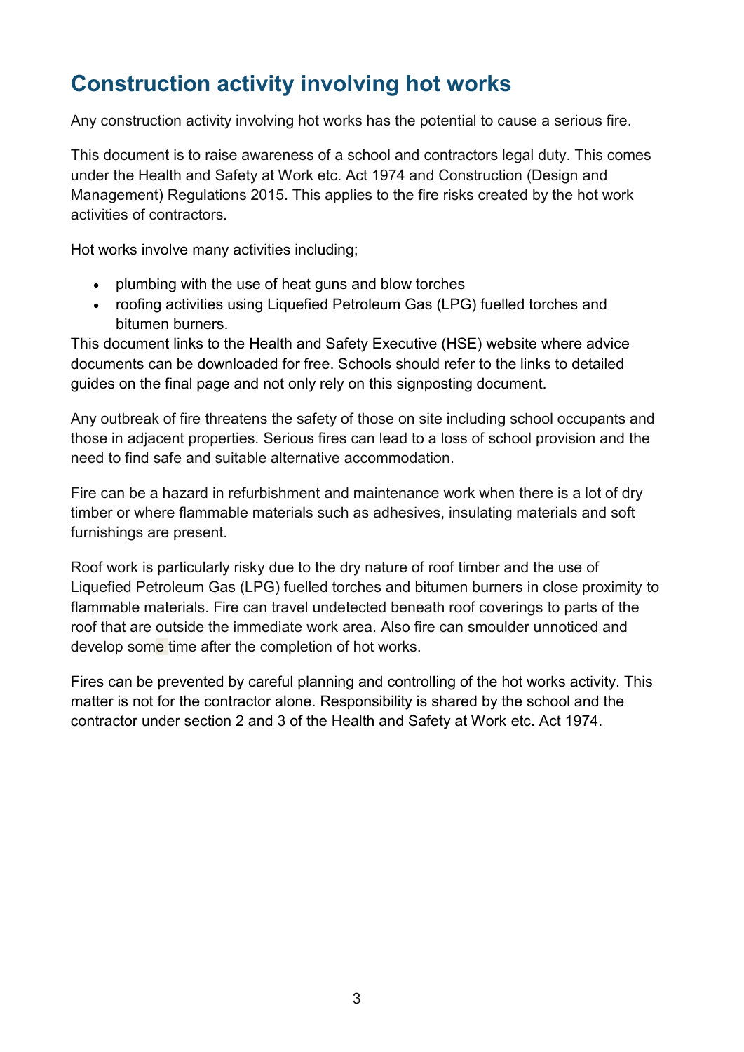# Construction activity involving hot works

Any construction activity involving hot works has the potential to cause a serious fire.

This document is to raise awareness of a school and contractors legal duty. This comes under the Health and Safety at Work etc. Act 1974 and Construction (Design and Management) Regulations 2015. This applies to the fire risks created by the hot work activities of contractors.

Hot works involve many activities including;

- plumbing with the use of heat guns and blow torches
- roofing activities using Liquefied Petroleum Gas (LPG) fuelled torches and bitumen burners.

This document links to the Health and Safety Executive (HSE) website where advice documents can be downloaded for free. Schools should refer to the links to detailed guides on the final page and not only rely on this signposting document.

Any outbreak of fire threatens the safety of those on site including school occupants and those in adjacent properties. Serious fires can lead to a loss of school provision and the need to find safe and suitable alternative accommodation.

Fire can be a hazard in refurbishment and maintenance work when there is a lot of dry timber or where flammable materials such as adhesives, insulating materials and soft furnishings are present.

Roof work is particularly risky due to the dry nature of roof timber and the use of Liquefied Petroleum Gas (LPG) fuelled torches and bitumen burners in close proximity to flammable materials. Fire can travel undetected beneath roof coverings to parts of the roof that are outside the immediate work area. Also fire can smoulder unnoticed and develop some time after the completion of hot works.

Fires can be prevented by careful planning and controlling of the hot works activity. This matter is not for the contractor alone. Responsibility is shared by the school and the contractor under section 2 and 3 of the Health and Safety at Work etc. Act 1974.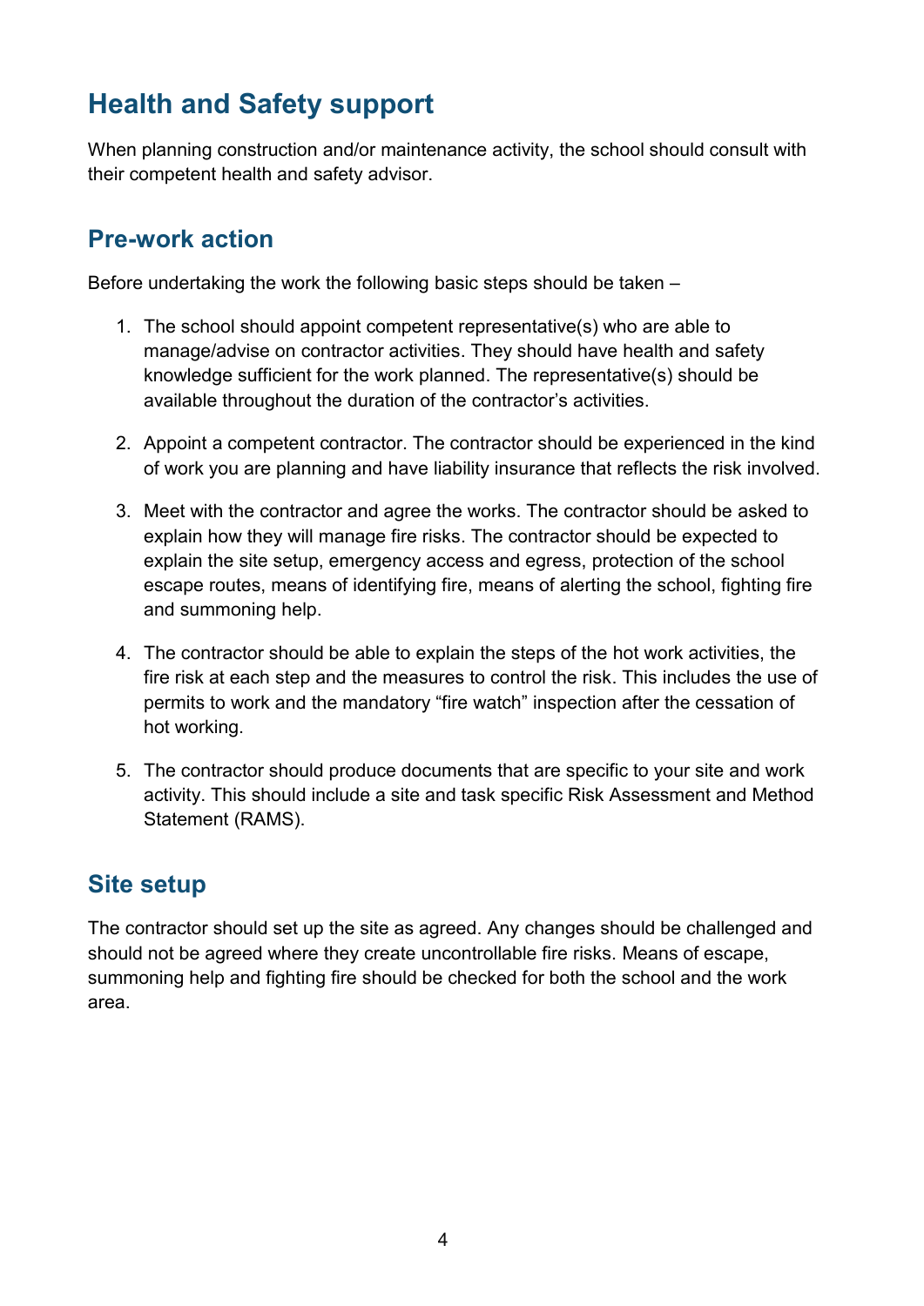## Health and Safety support

When planning construction and/or maintenance activity, the school should consult with their competent health and safety advisor.

## Pre-work action

Before undertaking the work the following basic steps should be taken –

1. The school should appoint competent representative(s) who are able to manage/advise on contractor activities. They should have health and safety knowledge sufficient for the work planned. The representative(s) should be available throughout the duration of the contractor's activities.
2. Appoint a competent contractor. The contractor should be experienced in the kind of work you are planning and have liability insurance that reflects the risk involved.
3. Meet with the contractor and agree the works. The contractor should be asked to explain how they will manage fire risks. The contractor should be expected to explain the site setup, emergency access and egress, protection of the school escape routes, means of identifying fire, means of alerting the school, fighting fire and summoning help.
4. The contractor should be able to explain the steps of the hot work activities, the fire risk at each step and the measures to control the risk. This includes the use of permits to work and the mandatory "fire watch" inspection after the cessation of hot working.
5. The contractor should produce documents that are specific to your site and work activity. This should include a site and task specific Risk Assessment and Method Statement (RAMS).

## Site setup

The contractor should set up the site as agreed. Any changes should be challenged and should not be agreed where they create uncontrollable fire risks. Means of escape, summoning help and fighting fire should be checked for both the school and the work area.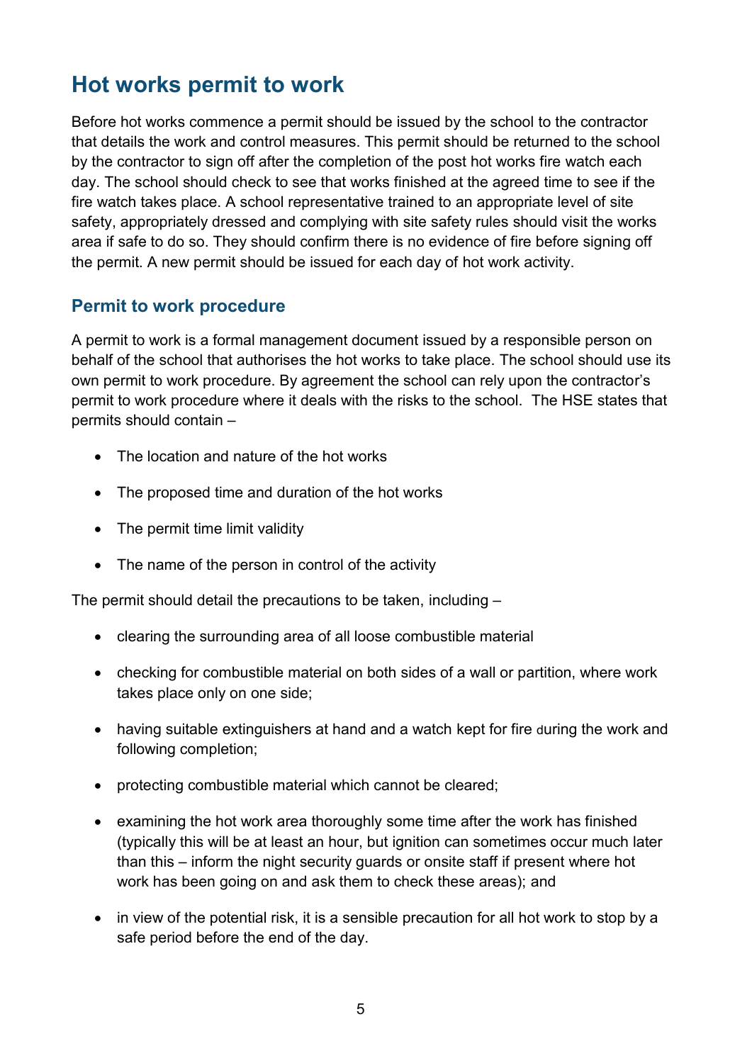## Hot works permit to work

Before hot works commence a permit should be issued by the school to the contractor that details the work and control measures. This permit should be returned to the school by the contractor to sign off after the completion of the post hot works fire watch each day. The school should check to see that works finished at the agreed time to see if the fire watch takes place. A school representative trained to an appropriate level of site safety, appropriately dressed and complying with site safety rules should visit the works area if safe to do so. They should confirm there is no evidence of fire before signing off the permit. A new permit should be issued for each day of hot work activity.

### Permit to work procedure

A permit to work is a formal management document issued by a responsible person on behalf of the school that authorises the hot works to take place. The school should use its own permit to work procedure. By agreement the school can rely upon the contractor's permit to work procedure where it deals with the risks to the school. The HSE states that permits should contain –

- The location and nature of the hot works
- The proposed time and duration of the hot works
- The permit time limit validity
- The name of the person in control of the activity

The permit should detail the precautions to be taken, including –

- clearing the surrounding area of all loose combustible material
- checking for combustible material on both sides of a wall or partition, where work takes place only on one side;
- having suitable extinguishers at hand and a watch kept for fire during the work and following completion;
- protecting combustible material which cannot be cleared;
- examining the hot work area thoroughly some time after the work has finished (typically this will be at least an hour, but ignition can sometimes occur much later than this – inform the night security guards or onsite staff if present where hot work has been going on and ask them to check these areas); and
- in view of the potential risk, it is a sensible precaution for all hot work to stop by a safe period before the end of the day.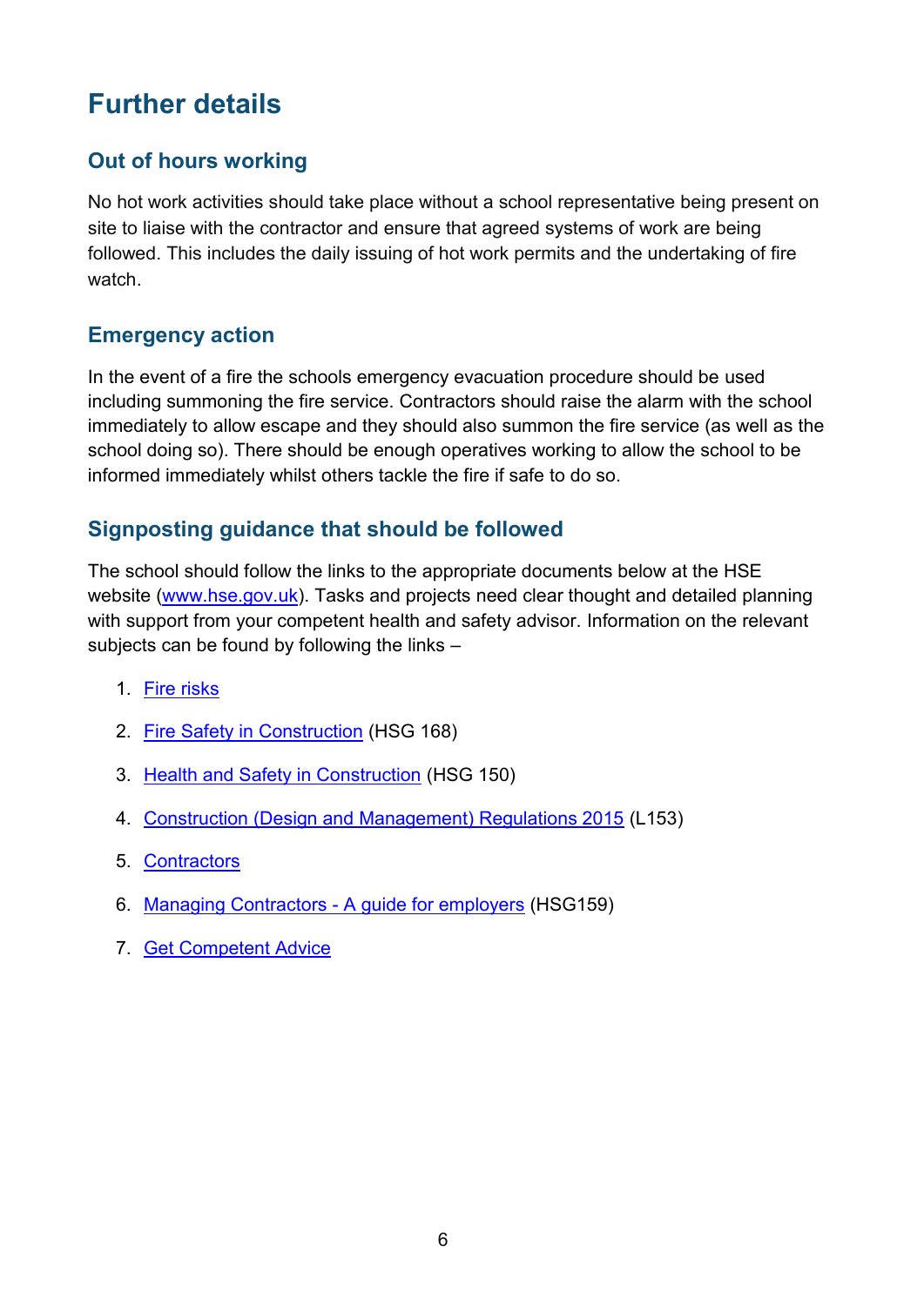# Further details

## Out of hours working

No hot work activities should take place without a school representative being present on site to liaise with the contractor and ensure that agreed systems of work are being followed. This includes the daily issuing of hot work permits and the undertaking of fire watch.

## Emergency action

In the event of a fire the schools emergency evacuation procedure should be used including summoning the fire service. Contractors should raise the alarm with the school immediately to allow escape and they should also summon the fire service (as well as the school doing so). There should be enough operatives working to allow the school to be informed immediately whilst others tackle the fire if safe to do so.

## Signposting guidance that should be followed

The school should follow the links to the appropriate documents below at the HSE website (www.hse.gov.uk). Tasks and projects need clear thought and detailed planning with support from your competent health and safety advisor. Information on the relevant subjects can be found by following the links –

1. Fire risks
2. Fire Safety in Construction (HSG 168)
3. Health and Safety in Construction (HSG 150)
4. Construction (Design and Management) Regulations 2015 (L153)
5. Contractors
6. Managing Contractors - A guide for employers (HSG159)
7. Get Competent Advice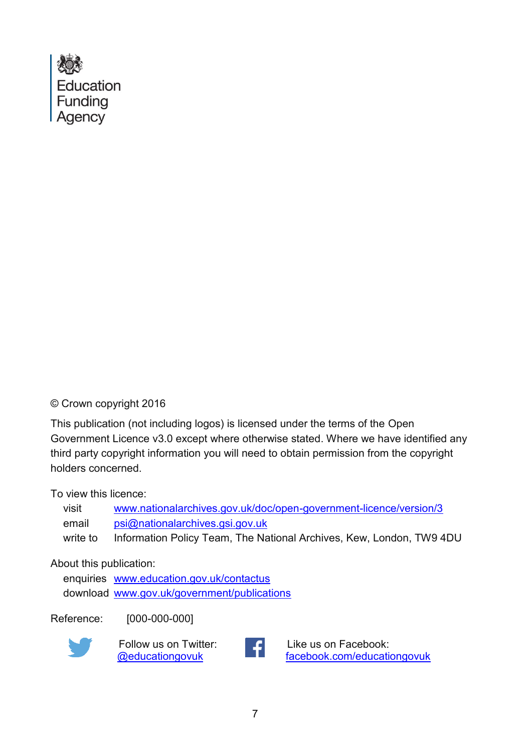Education
Funding
Agency

© Crown copyright 2016

This publication (not including logos) is licensed under the terms of the Open Government Licence v3.0 except where otherwise stated. Where we have identified any third party copyright information you will need to obtain permission from the copyright holders concerned.

To view this licence:

| | |
|---|---|
| visit | www.nationalarchives.gov.uk/doc/open-government-licence/version/3 |
| email | psi@nationalarchives.gsi.gov.uk |
| write to | Information Policy Team, The National Archives, Kew, London, TW9 4DU |

About this publication:

| | |
|---|---|
| enquiries | www.education.gov.uk/contactus |
| download | www.gov.uk/government/publications |

Reference: [000-000-000]

Follow us on Twitter: @educationgovuk

Like us on Facebook: facebook.com/educationgovuk